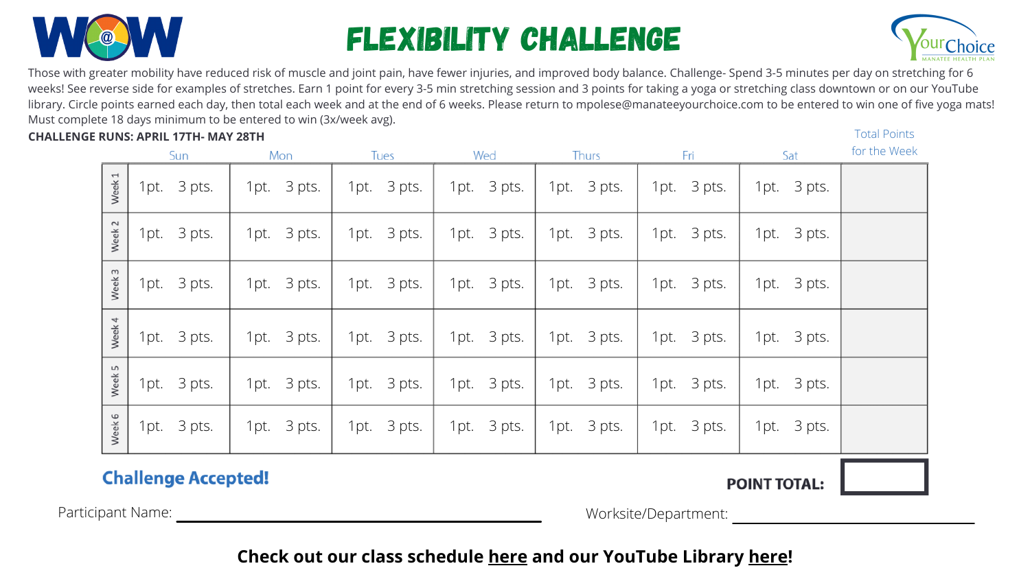# FLEXIBILITY CHALLENGE

Those with greater mobility have reduced risk of muscle and joint pain, have fewer injuries, and improved body balance. Challenge- Spend 3-5 minutes per day on stretching for 6 weeks! See reverse side for examples of stretches. Earn 1 point for every 3-5 min stretching session and 3 points for taking a yoga or stretching class downtown or on our YouTube library. Circle points earned each day, then total each week and at the end of 6 weeks. Please return to mpolese@manateeyourchoice.com to be entered to win one of five yoga mats! Must complete 18 days minimum to be entered to win (3x/week avg).

**CHALLENGE RUNS: APRIL 17TH- MAY 28TH**

| | Sun | Mon | Tues | Wed | Thurs | Fri | Sat | Total Points for the Week |
|---|---|---|---|---|---|---|---|---|
| Week 1 | 1pt. 3 pts. | 1pt. 3 pts. | 1pt. 3 pts. | 1pt. 3 pts. | 1pt. 3 pts. | 1pt. 3 pts. | 1pt. 3 pts. | |
| Week 2 | 1pt. 3 pts. | 1pt. 3 pts. | 1pt. 3 pts. | 1pt. 3 pts. | 1pt. 3 pts. | 1pt. 3 pts. | 1pt. 3 pts. | |
| Week 3 | 1pt. 3 pts. | 1pt. 3 pts. | 1pt. 3 pts. | 1pt. 3 pts. | 1pt. 3 pts. | 1pt. 3 pts. | 1pt. 3 pts. | |
| Week 4 | 1pt. 3 pts. | 1pt. 3 pts. | 1pt. 3 pts. | 1pt. 3 pts. | 1pt. 3 pts. | 1pt. 3 pts. | 1pt. 3 pts. | |
| Week 5 | 1pt. 3 pts. | 1pt. 3 pts. | 1pt. 3 pts. | 1pt. 3 pts. | 1pt. 3 pts. | 1pt. 3 pts. | 1pt. 3 pts. | |
| Week 6 | 1pt. 3 pts. | 1pt. 3 pts. | 1pt. 3 pts. | 1pt. 3 pts. | 1pt. 3 pts. | 1pt. 3 pts. | 1pt. 3 pts. | |

**Challenge Accepted!**

**POINT TOTAL:** ________

Participant Name: ______________________________

Worksite/Department: ______________________________

**Check out our class schedule here and our YouTube Library here!**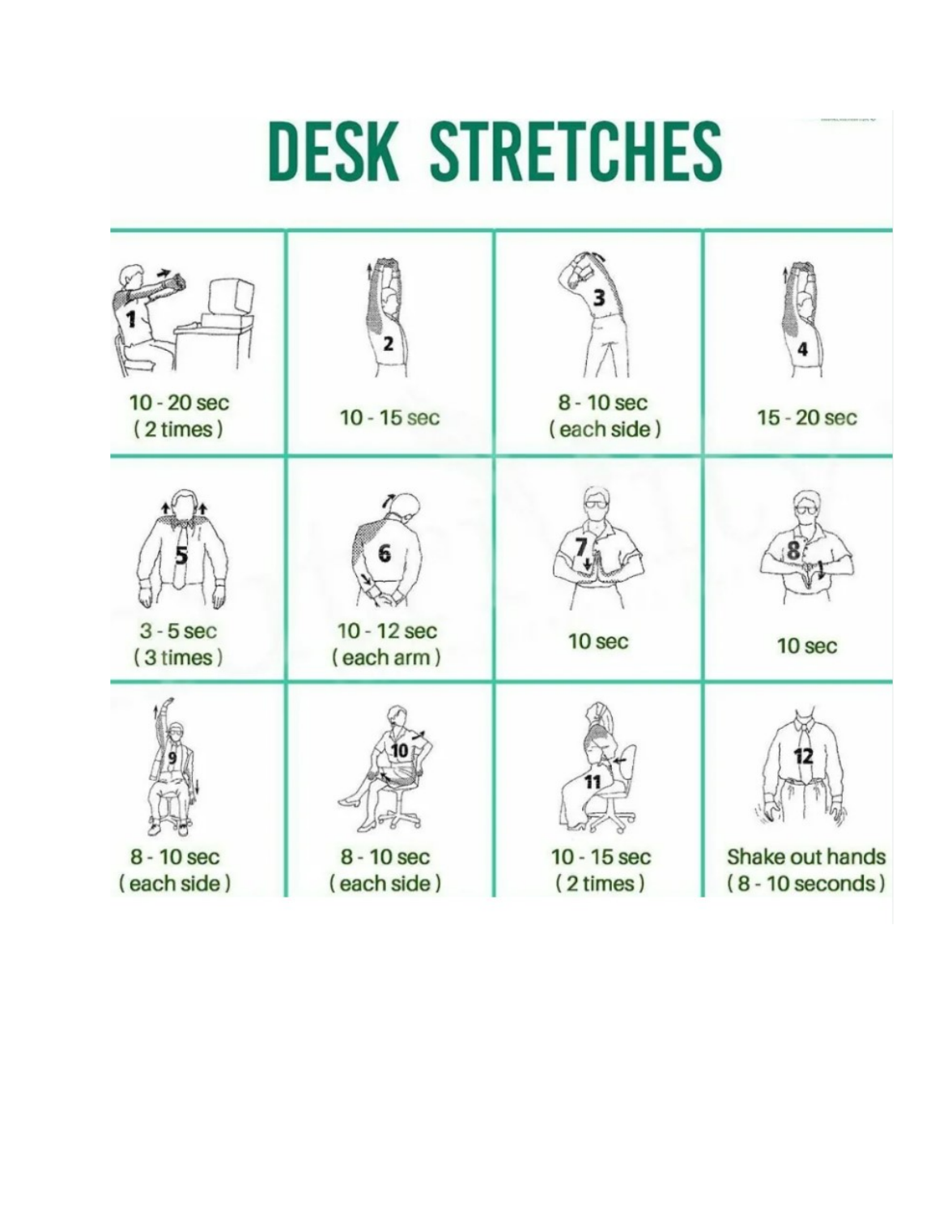# DESK STRETCHES

| | | | |
|---|---|---|---|
| 1: 10 - 20 sec (2 times) | 2: 10 - 15 sec | 3: 8 - 10 sec (each side) | 4: 15 - 20 sec |
| 5: 3 - 5 sec (3 times) | 6: 10 - 12 sec (each arm) | 7: 10 sec | 8: 10 sec |
| 9: 8 - 10 sec (each side) | 10: 8 - 10 sec (each side) | 11: 10 - 15 sec (2 times) | 12: Shake out hands (8 - 10 seconds) |